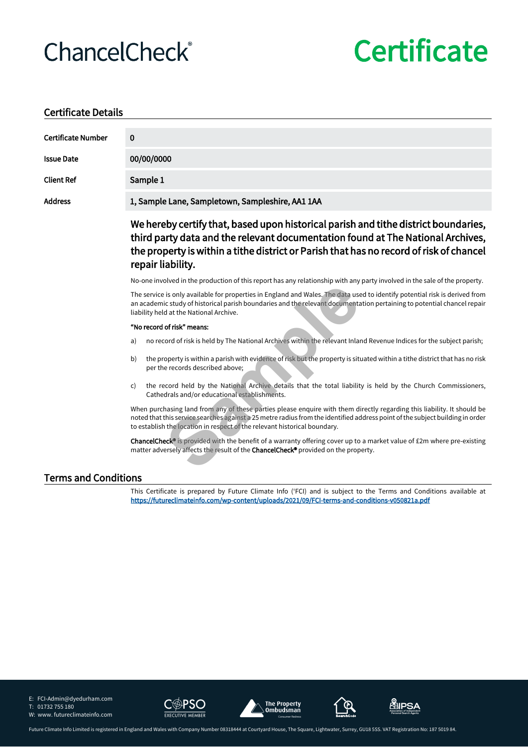# ChancelCheck® Certificate

## Certificate Details

| | |
|---|---|
| Certificate Number | **0** |
| Issue Date | **00/00/0000** |
| Client Ref | **Sample 1** |
| Address | **1, Sample Lane, Sampletown, Sampleshire, AA1 1AA** |

### We hereby certify that, based upon historical parish and tithe district boundaries, third party data and the relevant documentation found at The National Archives, the property is within a tithe district or Parish that has no record of risk of chancel repair liability.

No-one involved in the production of this report has any relationship with any party involved in the sale of the property.

The service is only available for properties in England and Wales. The data used to identify potential risk is derived from an academic study of historical parish boundaries and the relevant documentation pertaining to potential chancel repair liability held at the National Archive.

**"No record of risk" means:**

a) no record of risk is held by The National Archives within the relevant Inland Revenue Indices for the subject parish;

b) the property is within a parish with evidence of risk but the property is situated within a tithe district that has no risk per the records described above;

c) the record held by the National Archive details that the total liability is held by the Church Commissioners, Cathedrals and/or educational establishments.

When purchasing land from any of these parties please enquire with them directly regarding this liability. It should be noted that this service searches against a 25 metre radius from the identified address point of the subject building in order to establish the location in respect of the relevant historical boundary.

**ChancelCheck®** is provided with the benefit of a warranty offering cover up to a market value of £2m where pre-existing matter adversely affects the result of the **ChancelCheck®** provided on the property.

Sample

## Terms and Conditions

This Certificate is prepared by Future Climate Info ('FCI') and is subject to the Terms and Conditions available at https://futureclimateinfo.com/wp-content/uploads/2021/09/FCI-terms-and-conditions-v050821a.pdf

E: FCI-Admin@dyedurham.com
T: 01732 755 180
W: www.futureclimateinfo.com

COPSO Executive Member | The Property Ombudsman | SearchCode | IPSA

Future Climate Info Limited is registered in England and Wales with Company Number 08318444 at Courtyard House, The Square, Lightwater, Surrey, GU18 5SS. VAT Registration No: 187 5019 84.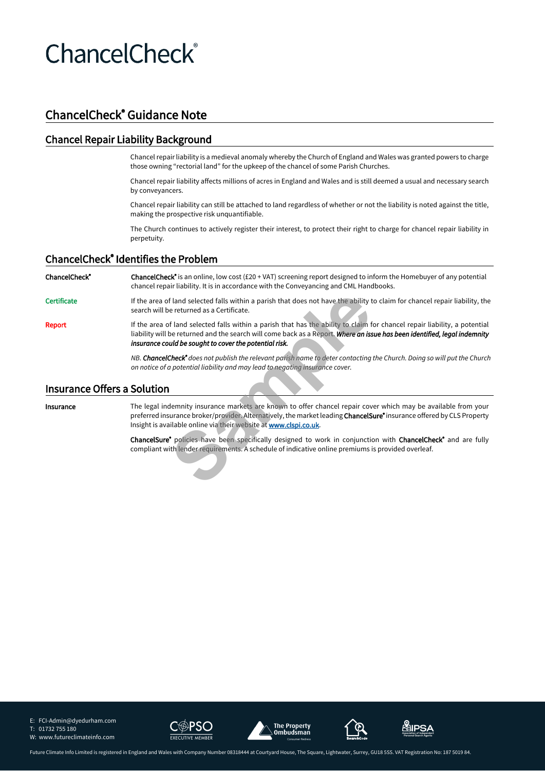# ChancelCheck®

## ChancelCheck® Guidance Note

### Chancel Repair Liability Background

Chancel repair liability is a medieval anomaly whereby the Church of England and Wales was granted powers to charge those owning "rectorial land" for the upkeep of the chancel of some Parish Churches.

Chancel repair liability affects millions of acres in England and Wales and is still deemed a usual and necessary search by conveyancers.

Chancel repair liability can still be attached to land regardless of whether or not the liability is noted against the title, making the prospective risk unquantifiable.

The Church continues to actively register their interest, to protect their right to charge for chancel repair liability in perpetuity.

### ChancelCheck® Identifies the Problem

**ChancelCheck®**

**ChancelCheck®** is an online, low cost (£20 + VAT) screening report designed to inform the Homebuyer of any potential chancel repair liability. It is in accordance with the Conveyancing and CML Handbooks.

**Certificate**

If the area of land selected falls within a parish that does not have the ability to claim for chancel repair liability, the search will be returned as a Certificate.

**Report**

If the area of land selected falls within a parish that has the ability to claim for chancel repair liability, a potential liability will be returned and the search will come back as a Report. ***Where an issue has been identified, legal indemnity insurance could be sought to cover the potential risk.***

*NB. **ChancelCheck®** does not publish the relevant parish name to deter contacting the Church. Doing so will put the Church on notice of a potential liability and may lead to negating insurance cover.*

### Insurance Offers a Solution

**Insurance**

The legal indemnity insurance markets are known to offer chancel repair cover which may be available from your preferred insurance broker/provider. Alternatively, the market leading **ChancelSure®** insurance offered by CLS Property Insight is available online via their website at [www.clspi.co.uk](www.clspi.co.uk).

**ChancelSure®** policies have been specifically designed to work in conjunction with **ChancelCheck®** and are fully compliant with lender requirements. A schedule of indicative online premiums is provided overleaf.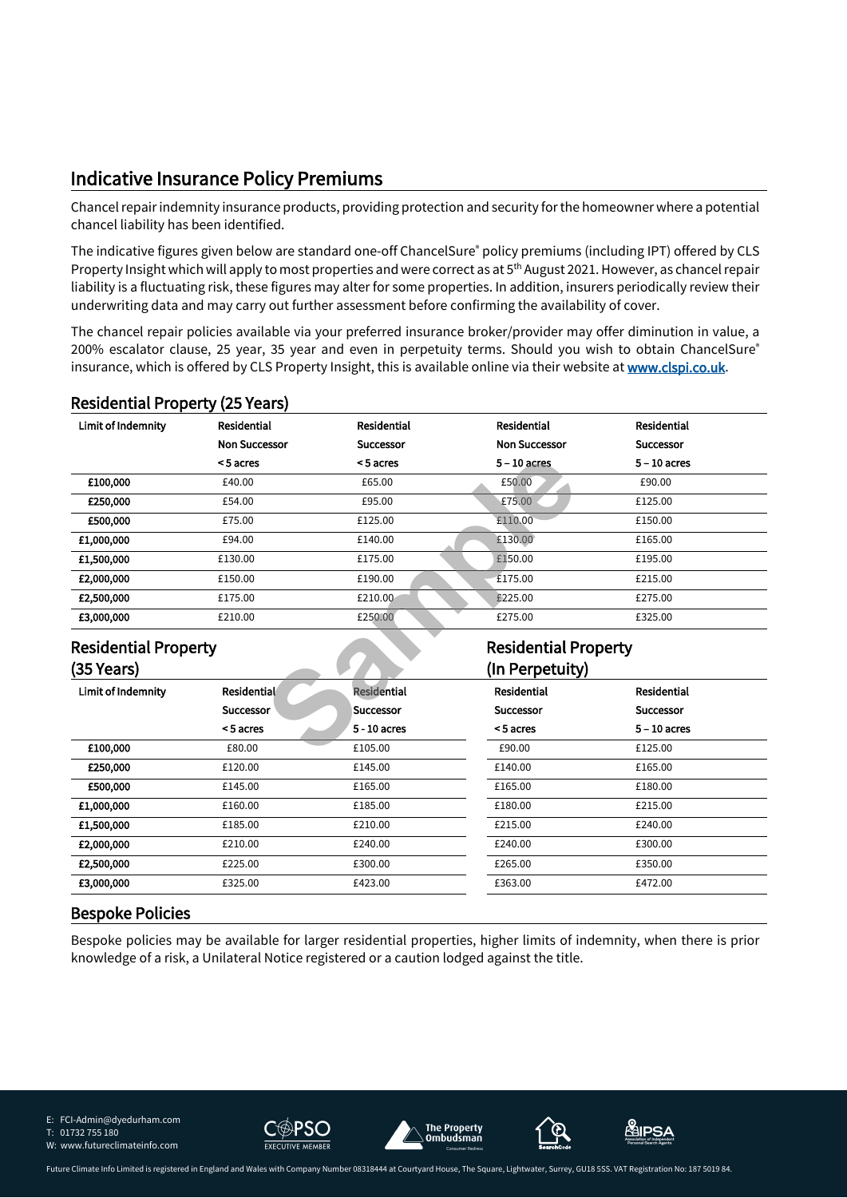## Indicative Insurance Policy Premiums

Chancel repair indemnity insurance products, providing protection and security for the homeowner where a potential chancel liability has been identified.

The indicative figures given below are standard one-off ChancelSure® policy premiums (including IPT) offered by CLS Property Insight which will apply to most properties and were correct as at 5th August 2021. However, as chancel repair liability is a fluctuating risk, these figures may alter for some properties. In addition, insurers periodically review their underwriting data and may carry out further assessment before confirming the availability of cover.

The chancel repair policies available via your preferred insurance broker/provider may offer diminution in value, a 200% escalator clause, 25 year, 35 year and even in perpetuity terms. Should you wish to obtain ChancelSure® insurance, which is offered by CLS Property Insight, this is available online via their website at **www.clspi.co.uk**.

### Residential Property (25 Years)

| Limit of Indemnity | Residential Non Successor < 5 acres | Residential Successor < 5 acres | Residential Non Successor 5 – 10 acres | Residential Successor 5 – 10 acres |
|---|---|---|---|---|
| **£100,000** | £40.00 | £65.00 | £50.00 | £90.00 |
| **£250,000** | £54.00 | £95.00 | £75.00 | £125.00 |
| **£500,000** | £75.00 | £125.00 | £110.00 | £150.00 |
| **£1,000,000** | £94.00 | £140.00 | £130.00 | £165.00 |
| **£1,500,000** | £130.00 | £175.00 | £150.00 | £195.00 |
| **£2,000,000** | £150.00 | £190.00 | £175.00 | £215.00 |
| **£2,500,000** | £175.00 | £210.00 | £225.00 | £275.00 |
| **£3,000,000** | £210.00 | £250.00 | £275.00 | £325.00 |

### Residential Property (35 Years)

| Limit of Indemnity | Residential Successor < 5 acres | Residential Successor 5 - 10 acres |
|---|---|---|
| **£100,000** | £80.00 | £105.00 |
| **£250,000** | £120.00 | £145.00 |
| **£500,000** | £145.00 | £165.00 |
| **£1,000,000** | £160.00 | £185.00 |
| **£1,500,000** | £185.00 | £210.00 |
| **£2,000,000** | £210.00 | £240.00 |
| **£2,500,000** | £225.00 | £300.00 |
| **£3,000,000** | £325.00 | £423.00 |

### Residential Property (In Perpetuity)

| Limit of Indemnity | Residential Successor < 5 acres | Residential Successor 5 – 10 acres |
|---|---|---|
| **£100,000** | £90.00 | £125.00 |
| **£250,000** | £140.00 | £165.00 |
| **£500,000** | £165.00 | £180.00 |
| **£1,000,000** | £180.00 | £215.00 |
| **£1,500,000** | £215.00 | £240.00 |
| **£2,000,000** | £240.00 | £300.00 |
| **£2,500,000** | £265.00 | £350.00 |
| **£3,000,000** | £363.00 | £472.00 |

### Bespoke Policies

Bespoke policies may be available for larger residential properties, higher limits of indemnity, when there is prior knowledge of a risk, a Unilateral Notice registered or a caution lodged against the title.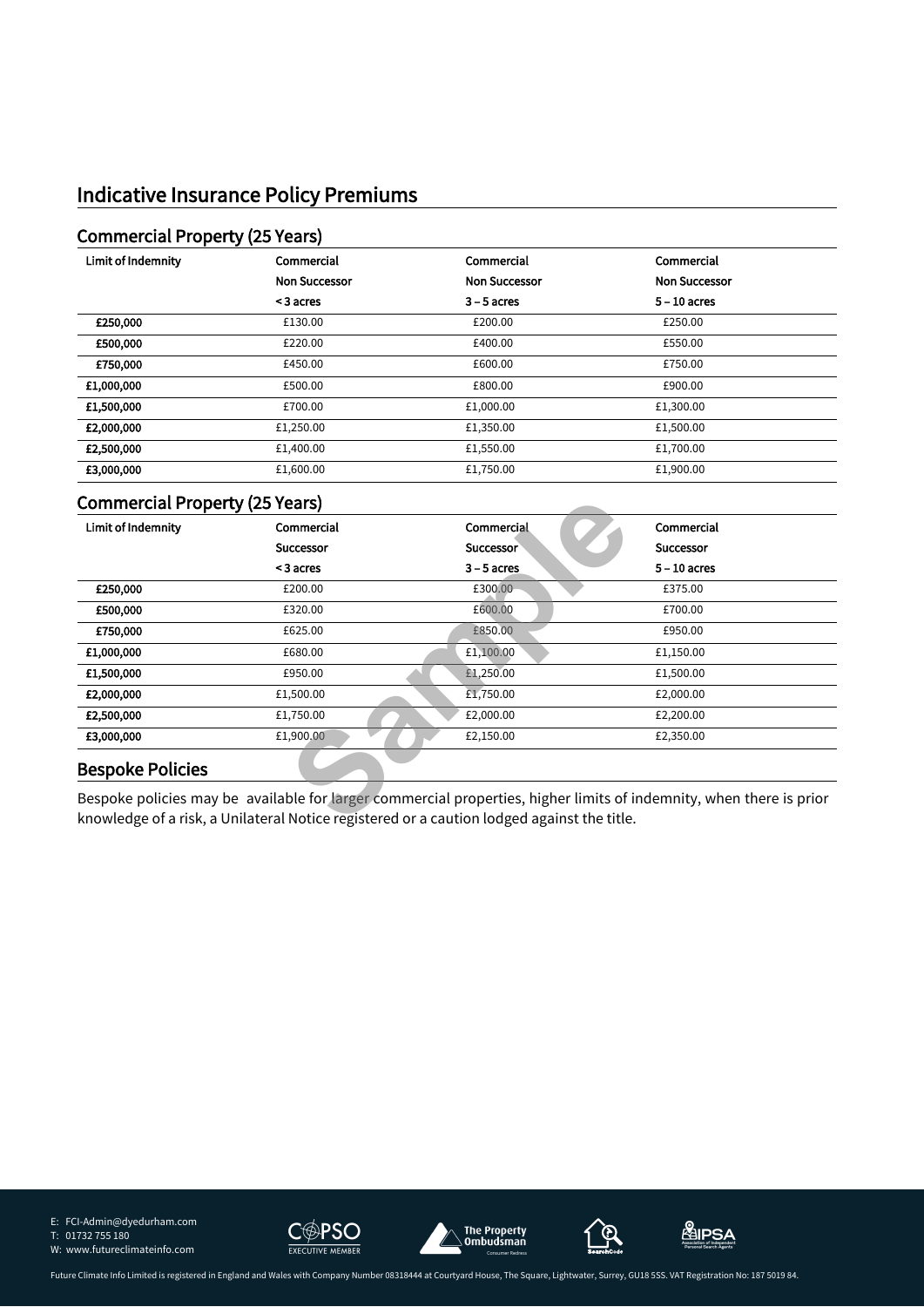# Indicative Insurance Policy Premiums

## Commercial Property (25 Years)

| Limit of Indemnity | Commercial Non Successor < 3 acres | Commercial Non Successor 3 – 5 acres | Commercial Non Successor 5 – 10 acres |
|---|---|---|---|
| **£250,000** | £130.00 | £200.00 | £250.00 |
| **£500,000** | £220.00 | £400.00 | £550.00 |
| **£750,000** | £450.00 | £600.00 | £750.00 |
| **£1,000,000** | £500.00 | £800.00 | £900.00 |
| **£1,500,000** | £700.00 | £1,000.00 | £1,300.00 |
| **£2,000,000** | £1,250.00 | £1,350.00 | £1,500.00 |
| **£2,500,000** | £1,400.00 | £1,550.00 | £1,700.00 |
| **£3,000,000** | £1,600.00 | £1,750.00 | £1,900.00 |

## Commercial Property (25 Years)

| Limit of Indemnity | Commercial Successor < 3 acres | Commercial Successor 3 – 5 acres | Commercial Successor 5 – 10 acres |
|---|---|---|---|
| **£250,000** | £200.00 | £300.00 | £375.00 |
| **£500,000** | £320.00 | £600.00 | £700.00 |
| **£750,000** | £625.00 | £850.00 | £950.00 |
| **£1,000,000** | £680.00 | £1,100.00 | £1,150.00 |
| **£1,500,000** | £950.00 | £1,250.00 | £1,500.00 |
| **£2,000,000** | £1,500.00 | £1,750.00 | £2,000.00 |
| **£2,500,000** | £1,750.00 | £2,000.00 | £2,200.00 |
| **£3,000,000** | £1,900.00 | £2,150.00 | £2,350.00 |

## Bespoke Policies

Bespoke policies may be available for larger commercial properties, higher limits of indemnity, when there is prior knowledge of a risk, a Unilateral Notice registered or a caution lodged against the title.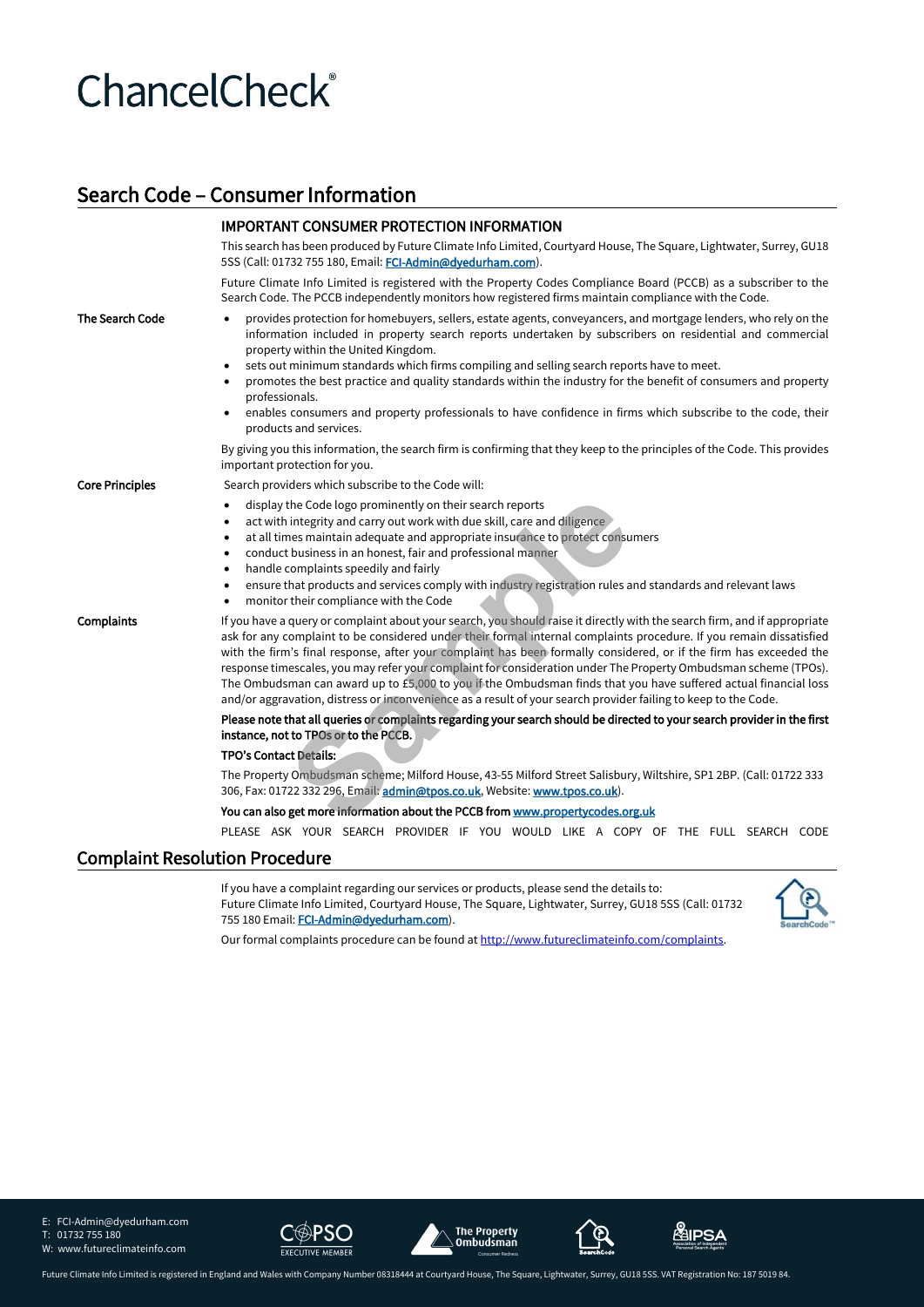# ChancelCheck®

## Search Code – Consumer Information

### IMPORTANT CONSUMER PROTECTION INFORMATION

This search has been produced by Future Climate Info Limited, Courtyard House, The Square, Lightwater, Surrey, GU18 5SS (Call: 01732 755 180, Email: FCI-Admin@dyedurham.com).

Future Climate Info Limited is registered with the Property Codes Compliance Board (PCCB) as a subscriber to the Search Code. The PCCB independently monitors how registered firms maintain compliance with the Code.

**The Search Code**

- provides protection for homebuyers, sellers, estate agents, conveyancers, and mortgage lenders, who rely on the information included in property search reports undertaken by subscribers on residential and commercial property within the United Kingdom.
- sets out minimum standards which firms compiling and selling search reports have to meet.
- promotes the best practice and quality standards within the industry for the benefit of consumers and property professionals.
- enables consumers and property professionals to have confidence in firms which subscribe to the code, their products and services.

By giving you this information, the search firm is confirming that they keep to the principles of the Code. This provides important protection for you.

**Core Principles**

Search providers which subscribe to the Code will:

- display the Code logo prominently on their search reports
- act with integrity and carry out work with due skill, care and diligence
- at all times maintain adequate and appropriate insurance to protect consumers
- conduct business in an honest, fair and professional manner
- handle complaints speedily and fairly
- ensure that products and services comply with industry registration rules and standards and relevant laws
- monitor their compliance with the Code

**Complaints**

If you have a query or complaint about your search, you should raise it directly with the search firm, and if appropriate ask for any complaint to be considered under their formal internal complaints procedure. If you remain dissatisfied with the firm's final response, after your complaint has been formally considered, or if the firm has exceeded the response timescales, you may refer your complaint for consideration under The Property Ombudsman scheme (TPOs). The Ombudsman can award up to £5,000 to you if the Ombudsman finds that you have suffered actual financial loss and/or aggravation, distress or inconvenience as a result of your search provider failing to keep to the Code.

**Please note that all queries or complaints regarding your search should be directed to your search provider in the first instance, not to TPOs or to the PCCB.**

**TPO's Contact Details:**

The Property Ombudsman scheme; Milford House, 43-55 Milford Street Salisbury, Wiltshire, SP1 2BP. (Call: 01722 333 306, Fax: 01722 332 296, Email: admin@tpos.co.uk, Website: www.tpos.co.uk).

**You can also get more information about the PCCB from** www.propertycodes.org.uk

PLEASE ASK YOUR SEARCH PROVIDER IF YOU WOULD LIKE A COPY OF THE FULL SEARCH CODE

## Complaint Resolution Procedure

If you have a complaint regarding our services or products, please send the details to:
Future Climate Info Limited, Courtyard House, The Square, Lightwater, Surrey, GU18 5SS (Call: 01732 755 180 Email: FCI-Admin@dyedurham.com).

Our formal complaints procedure can be found at http://www.futureclimateinfo.com/complaints.

E: FCI-Admin@dyedurham.com
T: 01732 755 180
W: www.futureclimateinfo.com

Future Climate Info Limited is registered in England and Wales with Company Number 08318444 at Courtyard House, The Square, Lightwater, Surrey, GU18 5SS. VAT Registration No: 187 5019 84.